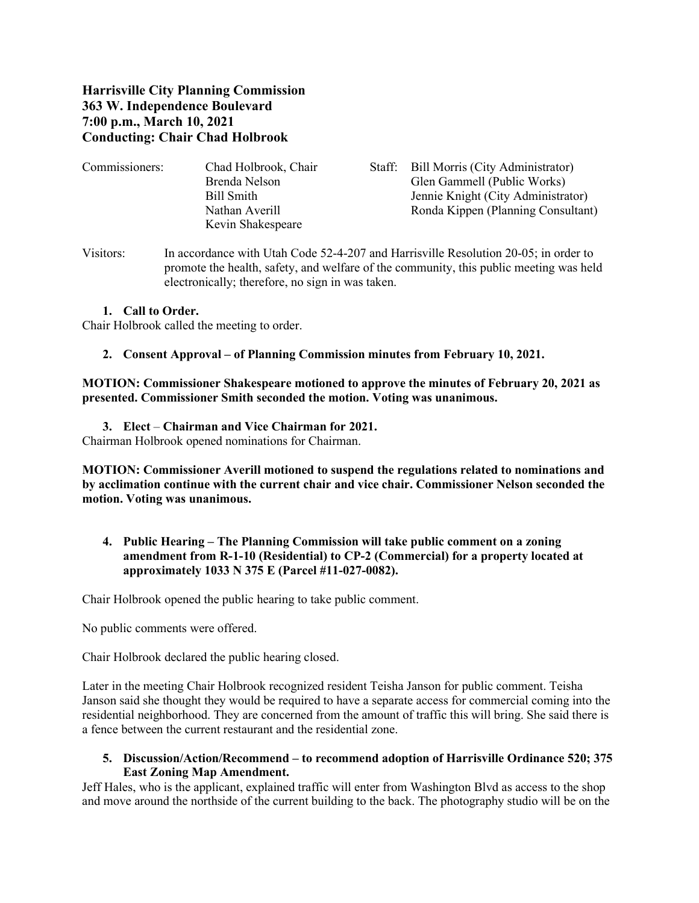**Harrisville City Planning Commission**
**363 W. Independence Boulevard**
**7:00 p.m., March 10, 2021**
**Conducting: Chair Chad Holbrook**

| Commissioners: | | Staff: |
|---|---|---|
| | Chad Holbrook, Chair | Bill Morris (City Administrator) |
| | Brenda Nelson | Glen Gammell (Public Works) |
| | Bill Smith | Jennie Knight (City Administrator) |
| | Nathan Averill | Ronda Kippen (Planning Consultant) |
| | Kevin Shakespeare | |

Visitors: In accordance with Utah Code 52-4-207 and Harrisville Resolution 20-05; in order to promote the health, safety, and welfare of the community, this public meeting was held electronically; therefore, no sign in was taken.

1. **Call to Order.**

Chair Holbrook called the meeting to order.

2. **Consent Approval – of Planning Commission minutes from February 10, 2021.**

**MOTION: Commissioner Shakespeare motioned to approve the minutes of February 20, 2021 as presented. Commissioner Smith seconded the motion. Voting was unanimous.**

3. **Elect – Chairman and Vice Chairman for 2021.**

Chairman Holbrook opened nominations for Chairman.

**MOTION: Commissioner Averill motioned to suspend the regulations related to nominations and by acclimation continue with the current chair and vice chair. Commissioner Nelson seconded the motion. Voting was unanimous.**

4. **Public Hearing – The Planning Commission will take public comment on a zoning amendment from R-1-10 (Residential) to CP-2 (Commercial) for a property located at approximately 1033 N 375 E (Parcel #11-027-0082).**

Chair Holbrook opened the public hearing to take public comment.

No public comments were offered.

Chair Holbrook declared the public hearing closed.

Later in the meeting Chair Holbrook recognized resident Teisha Janson for public comment. Teisha Janson said she thought they would be required to have a separate access for commercial coming into the residential neighborhood. They are concerned from the amount of traffic this will bring. She said there is a fence between the current restaurant and the residential zone.

5. **Discussion/Action/Recommend – to recommend adoption of Harrisville Ordinance 520; 375 East Zoning Map Amendment.**

Jeff Hales, who is the applicant, explained traffic will enter from Washington Blvd as access to the shop and move around the northside of the current building to the back. The photography studio will be on the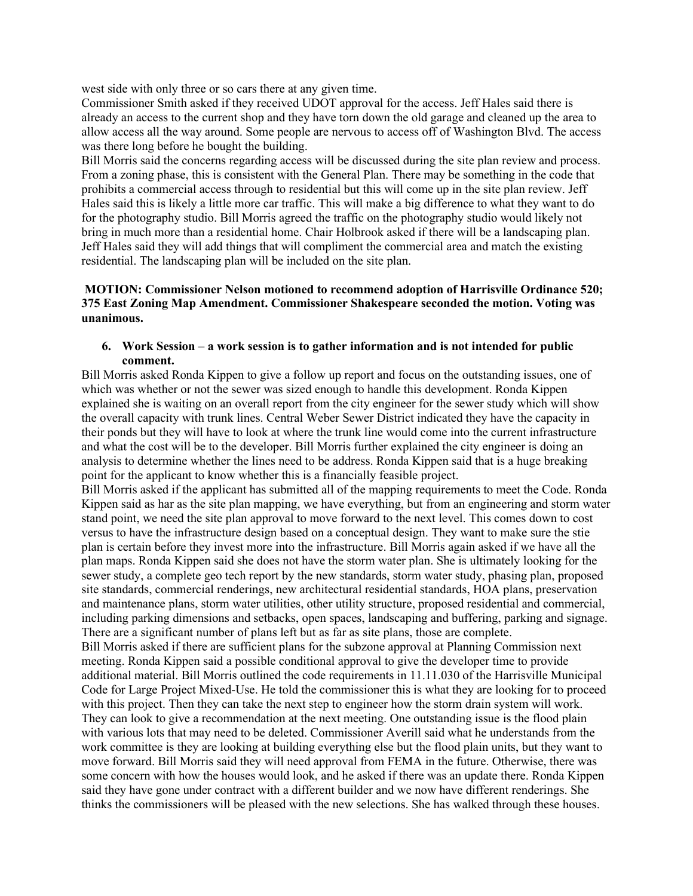west side with only three or so cars there at any given time.

Commissioner Smith asked if they received UDOT approval for the access. Jeff Hales said there is already an access to the current shop and they have torn down the old garage and cleaned up the area to allow access all the way around. Some people are nervous to access off of Washington Blvd. The access was there long before he bought the building.

Bill Morris said the concerns regarding access will be discussed during the site plan review and process. From a zoning phase, this is consistent with the General Plan. There may be something in the code that prohibits a commercial access through to residential but this will come up in the site plan review. Jeff Hales said this is likely a little more car traffic. This will make a big difference to what they want to do for the photography studio. Bill Morris agreed the traffic on the photography studio would likely not bring in much more than a residential home. Chair Holbrook asked if there will be a landscaping plan. Jeff Hales said they will add things that will compliment the commercial area and match the existing residential. The landscaping plan will be included on the site plan.

**MOTION: Commissioner Nelson motioned to recommend adoption of Harrisville Ordinance 520; 375 East Zoning Map Amendment. Commissioner Shakespeare seconded the motion. Voting was unanimous.**

6. **Work Session** – **a work session is to gather information and is not intended for public comment.**

Bill Morris asked Ronda Kippen to give a follow up report and focus on the outstanding issues, one of which was whether or not the sewer was sized enough to handle this development. Ronda Kippen explained she is waiting on an overall report from the city engineer for the sewer study which will show the overall capacity with trunk lines. Central Weber Sewer District indicated they have the capacity in their ponds but they will have to look at where the trunk line would come into the current infrastructure and what the cost will be to the developer. Bill Morris further explained the city engineer is doing an analysis to determine whether the lines need to be address. Ronda Kippen said that is a huge breaking point for the applicant to know whether this is a financially feasible project.

Bill Morris asked if the applicant has submitted all of the mapping requirements to meet the Code. Ronda Kippen said as har as the site plan mapping, we have everything, but from an engineering and storm water stand point, we need the site plan approval to move forward to the next level. This comes down to cost versus to have the infrastructure design based on a conceptual design. They want to make sure the stie plan is certain before they invest more into the infrastructure. Bill Morris again asked if we have all the plan maps. Ronda Kippen said she does not have the storm water plan. She is ultimately looking for the sewer study, a complete geo tech report by the new standards, storm water study, phasing plan, proposed site standards, commercial renderings, new architectural residential standards, HOA plans, preservation and maintenance plans, storm water utilities, other utility structure, proposed residential and commercial, including parking dimensions and setbacks, open spaces, landscaping and buffering, parking and signage. There are a significant number of plans left but as far as site plans, those are complete.

Bill Morris asked if there are sufficient plans for the subzone approval at Planning Commission next meeting. Ronda Kippen said a possible conditional approval to give the developer time to provide additional material. Bill Morris outlined the code requirements in 11.11.030 of the Harrisville Municipal Code for Large Project Mixed-Use. He told the commissioner this is what they are looking for to proceed with this project. Then they can take the next step to engineer how the storm drain system will work. They can look to give a recommendation at the next meeting. One outstanding issue is the flood plain with various lots that may need to be deleted. Commissioner Averill said what he understands from the work committee is they are looking at building everything else but the flood plain units, but they want to move forward. Bill Morris said they will need approval from FEMA in the future. Otherwise, there was some concern with how the houses would look, and he asked if there was an update there. Ronda Kippen said they have gone under contract with a different builder and we now have different renderings. She thinks the commissioners will be pleased with the new selections. She has walked through these houses.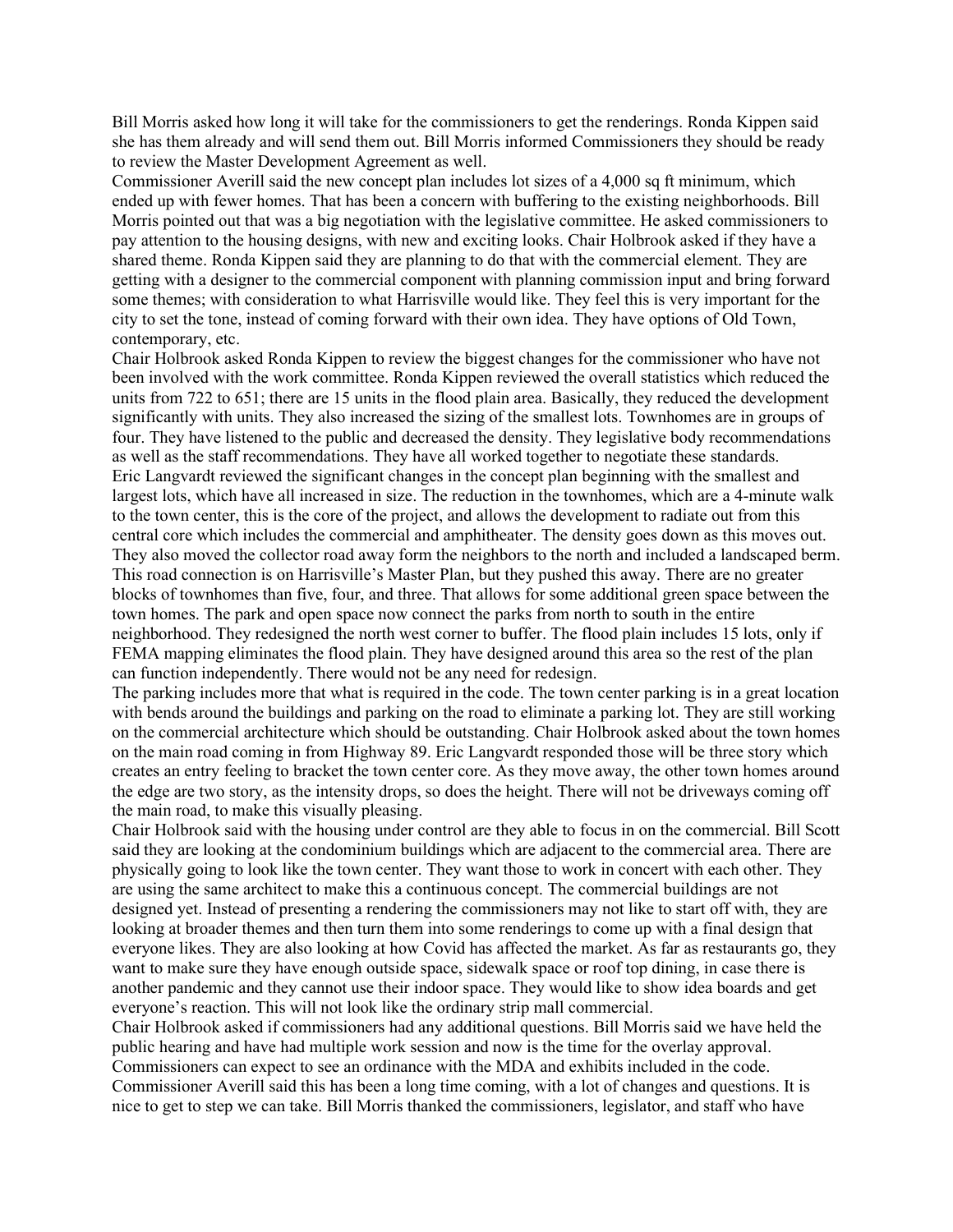Bill Morris asked how long it will take for the commissioners to get the renderings. Ronda Kippen said she has them already and will send them out. Bill Morris informed Commissioners they should be ready to review the Master Development Agreement as well.

Commissioner Averill said the new concept plan includes lot sizes of a 4,000 sq ft minimum, which ended up with fewer homes. That has been a concern with buffering to the existing neighborhoods. Bill Morris pointed out that was a big negotiation with the legislative committee. He asked commissioners to pay attention to the housing designs, with new and exciting looks. Chair Holbrook asked if they have a shared theme. Ronda Kippen said they are planning to do that with the commercial element. They are getting with a designer to the commercial component with planning commission input and bring forward some themes; with consideration to what Harrisville would like. They feel this is very important for the city to set the tone, instead of coming forward with their own idea. They have options of Old Town, contemporary, etc.

Chair Holbrook asked Ronda Kippen to review the biggest changes for the commissioner who have not been involved with the work committee. Ronda Kippen reviewed the overall statistics which reduced the units from 722 to 651; there are 15 units in the flood plain area. Basically, they reduced the development significantly with units. They also increased the sizing of the smallest lots. Townhomes are in groups of four. They have listened to the public and decreased the density. They legislative body recommendations as well as the staff recommendations. They have all worked together to negotiate these standards.

Eric Langvardt reviewed the significant changes in the concept plan beginning with the smallest and largest lots, which have all increased in size. The reduction in the townhomes, which are a 4-minute walk to the town center, this is the core of the project, and allows the development to radiate out from this central core which includes the commercial and amphitheater. The density goes down as this moves out. They also moved the collector road away form the neighbors to the north and included a landscaped berm. This road connection is on Harrisville's Master Plan, but they pushed this away. There are no greater blocks of townhomes than five, four, and three. That allows for some additional green space between the town homes. The park and open space now connect the parks from north to south in the entire neighborhood. They redesigned the north west corner to buffer. The flood plain includes 15 lots, only if FEMA mapping eliminates the flood plain. They have designed around this area so the rest of the plan can function independently. There would not be any need for redesign.

The parking includes more that what is required in the code. The town center parking is in a great location with bends around the buildings and parking on the road to eliminate a parking lot. They are still working on the commercial architecture which should be outstanding. Chair Holbrook asked about the town homes on the main road coming in from Highway 89. Eric Langvardt responded those will be three story which creates an entry feeling to bracket the town center core. As they move away, the other town homes around the edge are two story, as the intensity drops, so does the height. There will not be driveways coming off the main road, to make this visually pleasing.

Chair Holbrook said with the housing under control are they able to focus in on the commercial. Bill Scott said they are looking at the condominium buildings which are adjacent to the commercial area. There are physically going to look like the town center. They want those to work in concert with each other. They are using the same architect to make this a continuous concept. The commercial buildings are not designed yet. Instead of presenting a rendering the commissioners may not like to start off with, they are looking at broader themes and then turn them into some renderings to come up with a final design that everyone likes. They are also looking at how Covid has affected the market. As far as restaurants go, they want to make sure they have enough outside space, sidewalk space or roof top dining, in case there is another pandemic and they cannot use their indoor space. They would like to show idea boards and get everyone's reaction. This will not look like the ordinary strip mall commercial.

Chair Holbrook asked if commissioners had any additional questions. Bill Morris said we have held the public hearing and have had multiple work session and now is the time for the overlay approval. Commissioners can expect to see an ordinance with the MDA and exhibits included in the code. Commissioner Averill said this has been a long time coming, with a lot of changes and questions. It is nice to get to step we can take. Bill Morris thanked the commissioners, legislator, and staff who have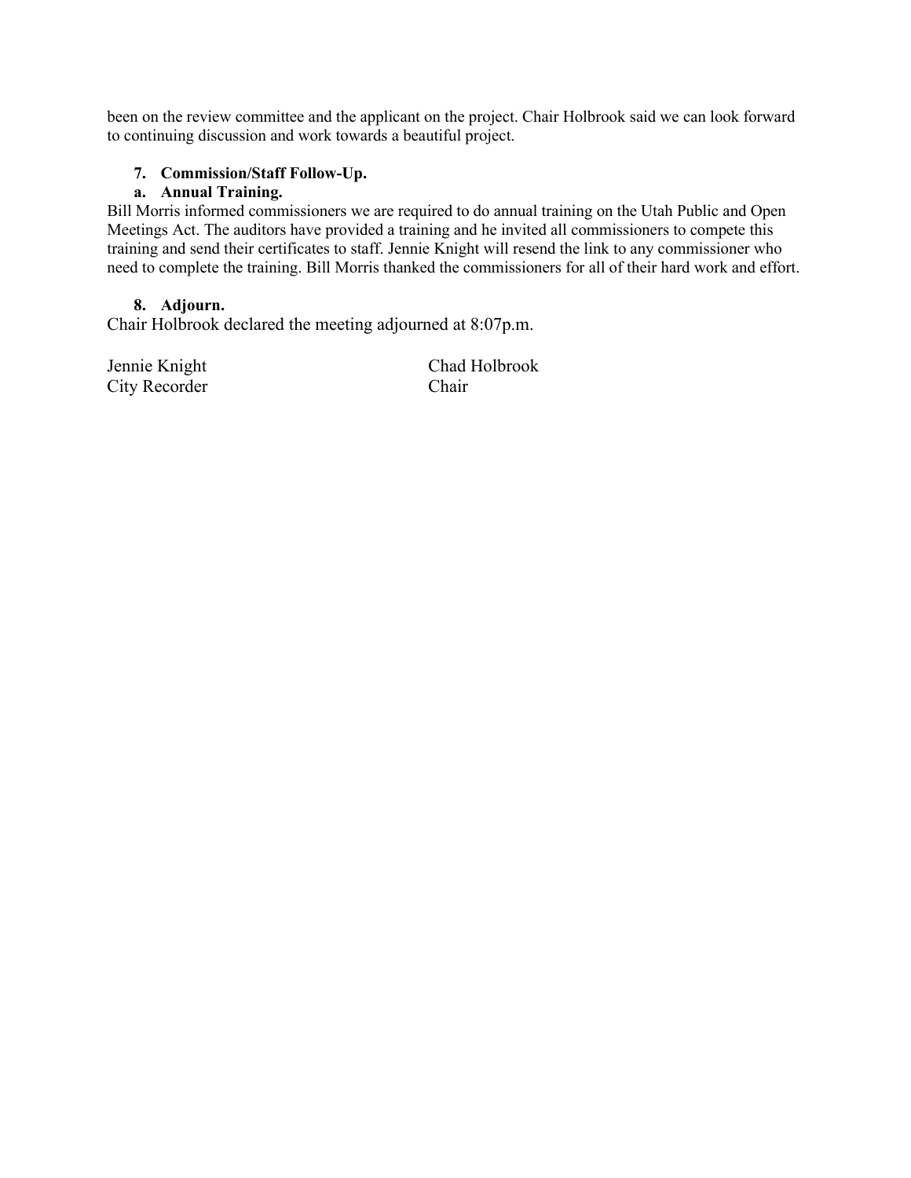been on the review committee and the applicant on the project. Chair Holbrook said we can look forward to continuing discussion and work towards a beautiful project.

**7. Commission/Staff Follow-Up.**

**a. Annual Training.**

Bill Morris informed commissioners we are required to do annual training on the Utah Public and Open Meetings Act. The auditors have provided a training and he invited all commissioners to compete this training and send their certificates to staff. Jennie Knight will resend the link to any commissioner who need to complete the training. Bill Morris thanked the commissioners for all of their hard work and effort.

**8. Adjourn.**

Chair Holbrook declared the meeting adjourned at 8:07p.m.

Jennie Knight
City Recorder

Chad Holbrook
Chair